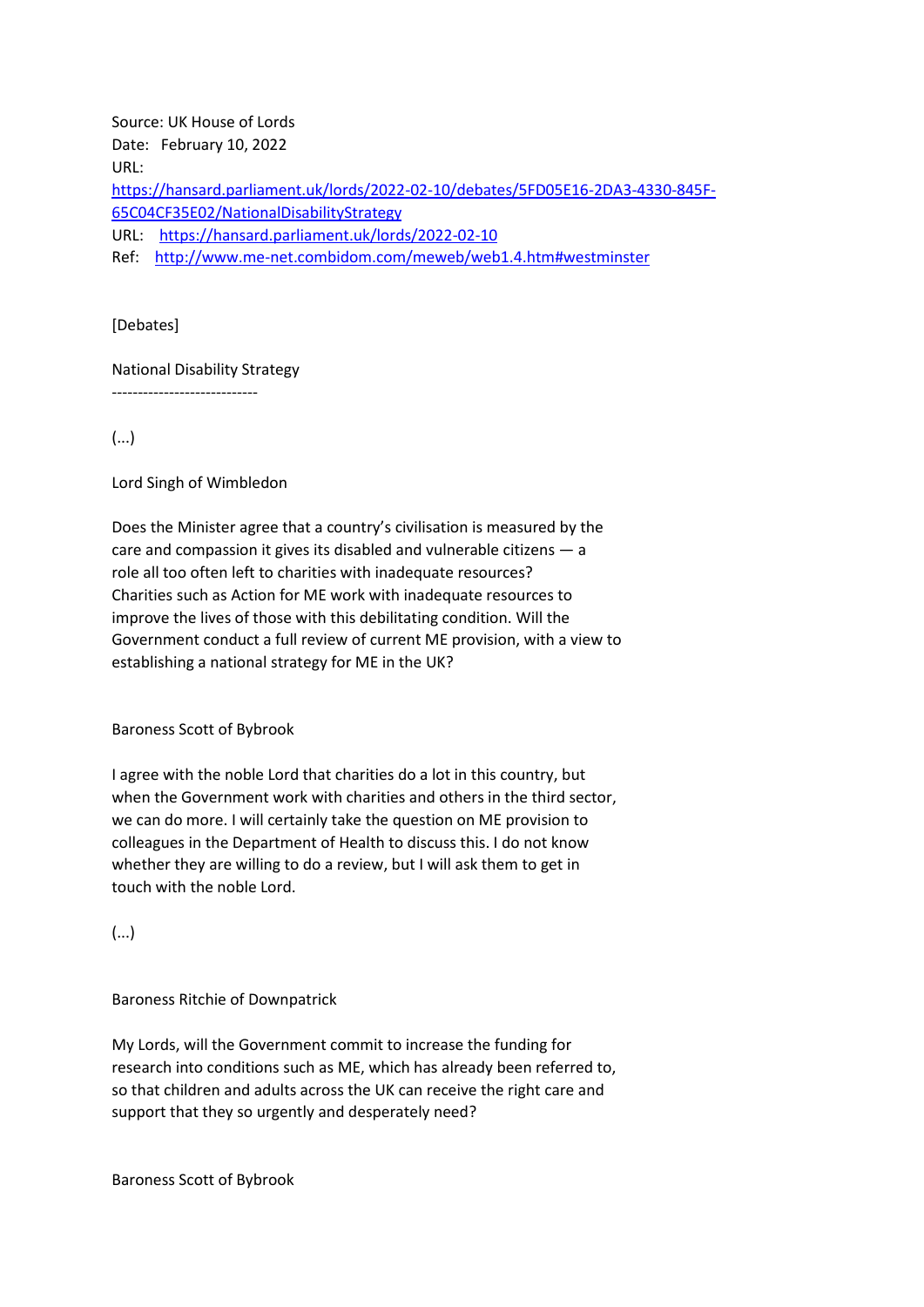Source: UK House of Lords
Date: February 10, 2022
URL:
[https://hansard.parliament.uk/lords/2022-02-10/debates/5FD05E16-2DA3-4330-845F-65C04CF35E02/NationalDisabilityStrategy](https://hansard.parliament.uk/lords/2022-02-10/debates/5FD05E16-2DA3-4330-845F-65C04CF35E02/NationalDisabilityStrategy)
URL: [https://hansard.parliament.uk/lords/2022-02-10](https://hansard.parliament.uk/lords/2022-02-10)
Ref: [http://www.me-net.combidom.com/meweb/web1.4.htm#westminster](http://www.me-net.combidom.com/meweb/web1.4.htm#westminster)

[Debates]

National Disability Strategy
----------------------------

(...)

Lord Singh of Wimbledon

Does the Minister agree that a country's civilisation is measured by the care and compassion it gives its disabled and vulnerable citizens — a role all too often left to charities with inadequate resources? Charities such as Action for ME work with inadequate resources to improve the lives of those with this debilitating condition. Will the Government conduct a full review of current ME provision, with a view to establishing a national strategy for ME in the UK?

Baroness Scott of Bybrook

I agree with the noble Lord that charities do a lot in this country, but when the Government work with charities and others in the third sector, we can do more. I will certainly take the question on ME provision to colleagues in the Department of Health to discuss this. I do not know whether they are willing to do a review, but I will ask them to get in touch with the noble Lord.

(...)

Baroness Ritchie of Downpatrick

My Lords, will the Government commit to increase the funding for research into conditions such as ME, which has already been referred to, so that children and adults across the UK can receive the right care and support that they so urgently and desperately need?

Baroness Scott of Bybrook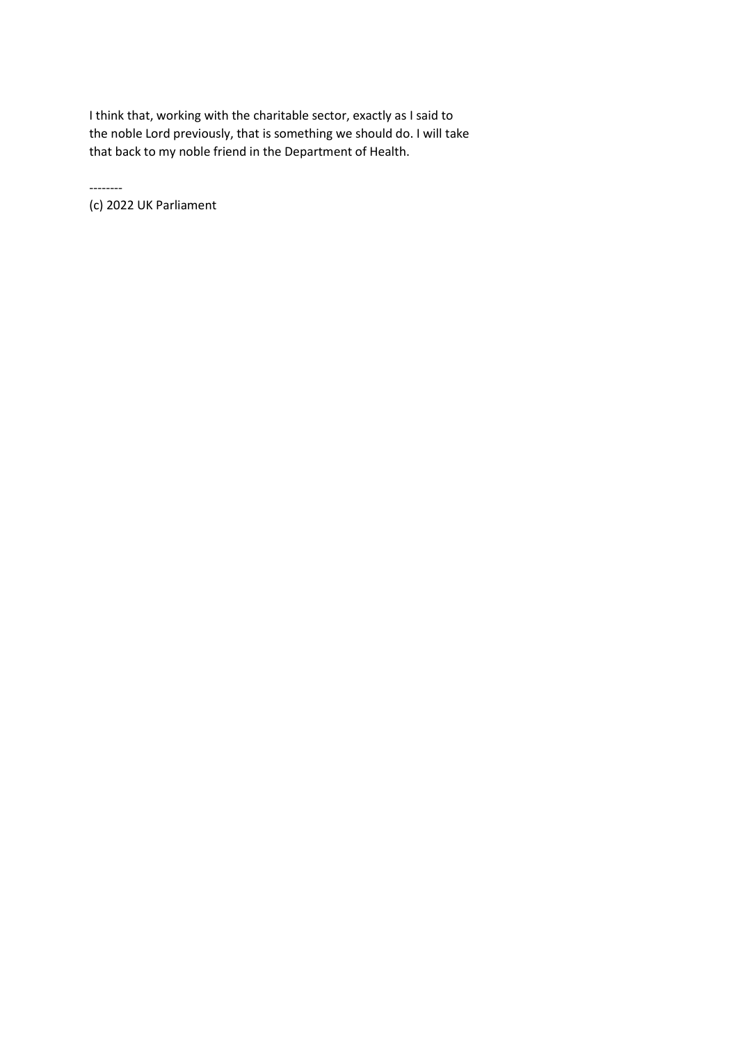I think that, working with the charitable sector, exactly as I said to the noble Lord previously, that is something we should do. I will take that back to my noble friend in the Department of Health.

--------

(c) 2022 UK Parliament